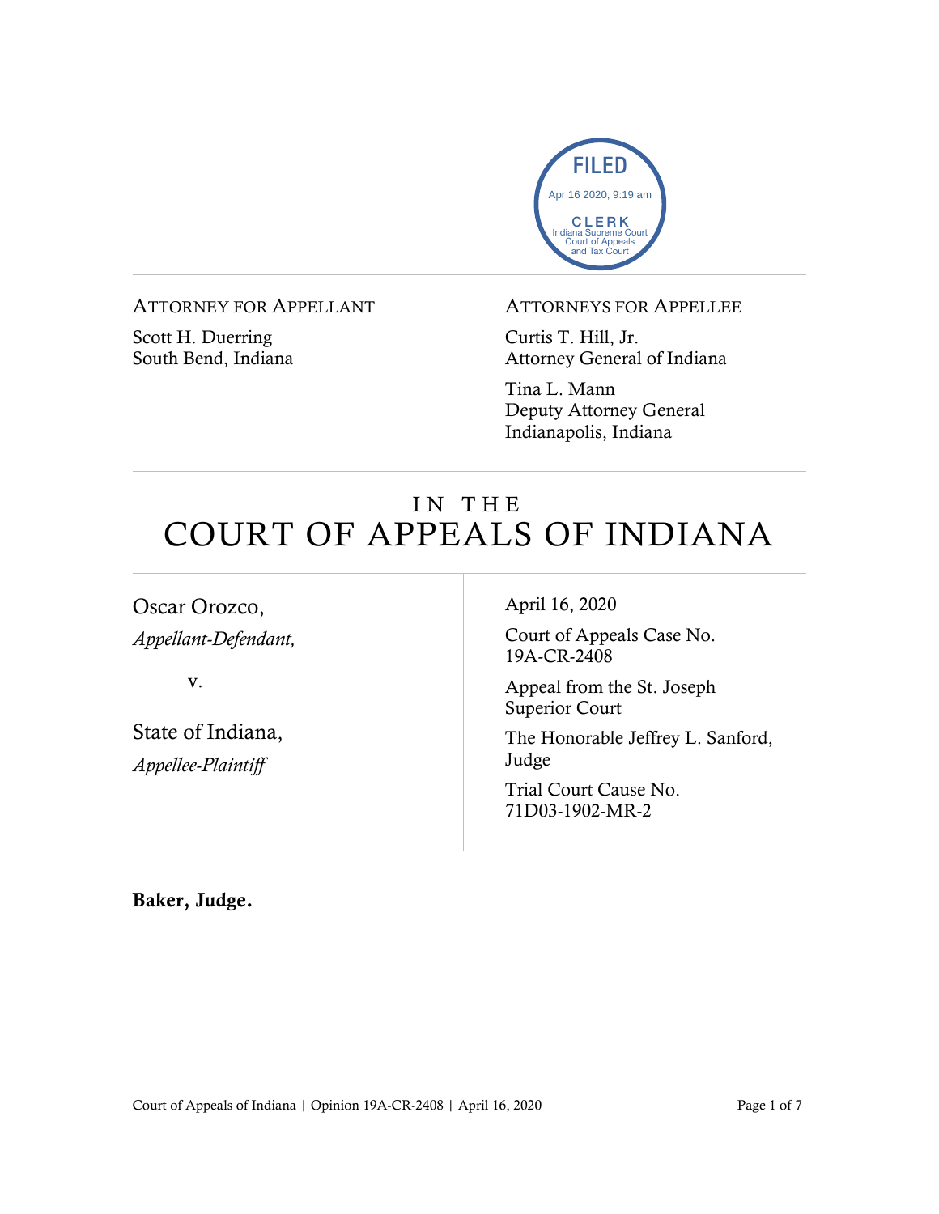FILED
Apr 16 2020, 9:19 am
CLERK
Indiana Supreme Court
Court of Appeals
and Tax Court

ATTORNEY FOR APPELLANT

Scott H. Duerring
South Bend, Indiana

ATTORNEYS FOR APPELLEE

Curtis T. Hill, Jr.
Attorney General of Indiana

Tina L. Mann
Deputy Attorney General
Indianapolis, Indiana

# IN THE COURT OF APPEALS OF INDIANA

Oscar Orozco,
*Appellant-Defendant,*

v.

State of Indiana,
*Appellee-Plaintiff*

April 16, 2020

Court of Appeals Case No. 19A-CR-2408

Appeal from the St. Joseph Superior Court

The Honorable Jeffrey L. Sanford, Judge

Trial Court Cause No. 71D03-1902-MR-2

**Baker, Judge.**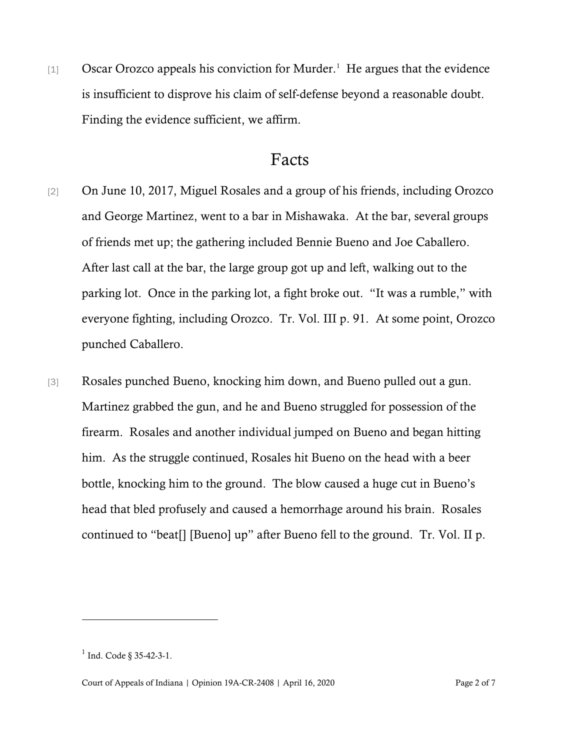[1] Oscar Orozco appeals his conviction for Murder.[1] He argues that the evidence is insufficient to disprove his claim of self-defense beyond a reasonable doubt. Finding the evidence sufficient, we affirm.

## Facts

[2] On June 10, 2017, Miguel Rosales and a group of his friends, including Orozco and George Martinez, went to a bar in Mishawaka. At the bar, several groups of friends met up; the gathering included Bennie Bueno and Joe Caballero. After last call at the bar, the large group got up and left, walking out to the parking lot. Once in the parking lot, a fight broke out. "It was a rumble," with everyone fighting, including Orozco. Tr. Vol. III p. 91. At some point, Orozco punched Caballero.

[3] Rosales punched Bueno, knocking him down, and Bueno pulled out a gun. Martinez grabbed the gun, and he and Bueno struggled for possession of the firearm. Rosales and another individual jumped on Bueno and began hitting him. As the struggle continued, Rosales hit Bueno on the head with a beer bottle, knocking him to the ground. The blow caused a huge cut in Bueno's head that bled profusely and caused a hemorrhage around his brain. Rosales continued to "beat[] [Bueno] up" after Bueno fell to the ground. Tr. Vol. II p.

---

[1] Ind. Code § 35-42-3-1.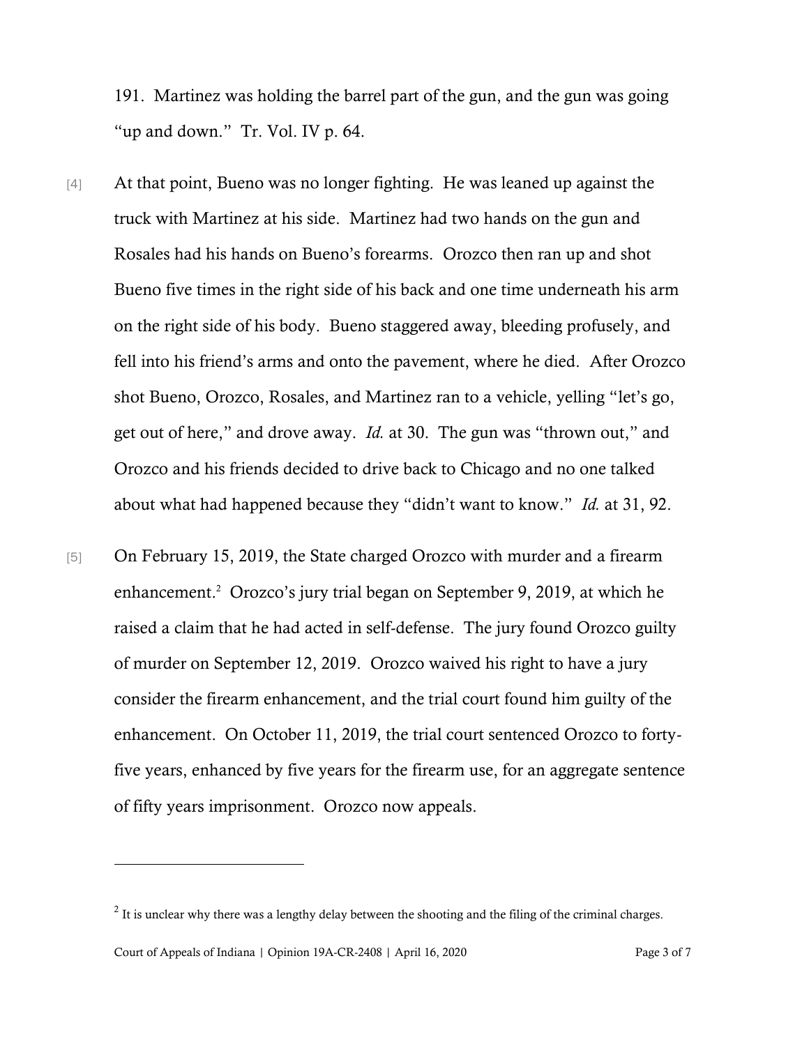191. Martinez was holding the barrel part of the gun, and the gun was going "up and down." Tr. Vol. IV p. 64.

[4] At that point, Bueno was no longer fighting. He was leaned up against the truck with Martinez at his side. Martinez had two hands on the gun and Rosales had his hands on Bueno's forearms. Orozco then ran up and shot Bueno five times in the right side of his back and one time underneath his arm on the right side of his body. Bueno staggered away, bleeding profusely, and fell into his friend's arms and onto the pavement, where he died. After Orozco shot Bueno, Orozco, Rosales, and Martinez ran to a vehicle, yelling "let's go, get out of here," and drove away. *Id.* at 30. The gun was "thrown out," and Orozco and his friends decided to drive back to Chicago and no one talked about what had happened because they "didn't want to know." *Id.* at 31, 92.

[5] On February 15, 2019, the State charged Orozco with murder and a firearm enhancement.[2] Orozco's jury trial began on September 9, 2019, at which he raised a claim that he had acted in self-defense. The jury found Orozco guilty of murder on September 12, 2019. Orozco waived his right to have a jury consider the firearm enhancement, and the trial court found him guilty of the enhancement. On October 11, 2019, the trial court sentenced Orozco to forty-five years, enhanced by five years for the firearm use, for an aggregate sentence of fifty years imprisonment. Orozco now appeals.

[2] It is unclear why there was a lengthy delay between the shooting and the filing of the criminal charges.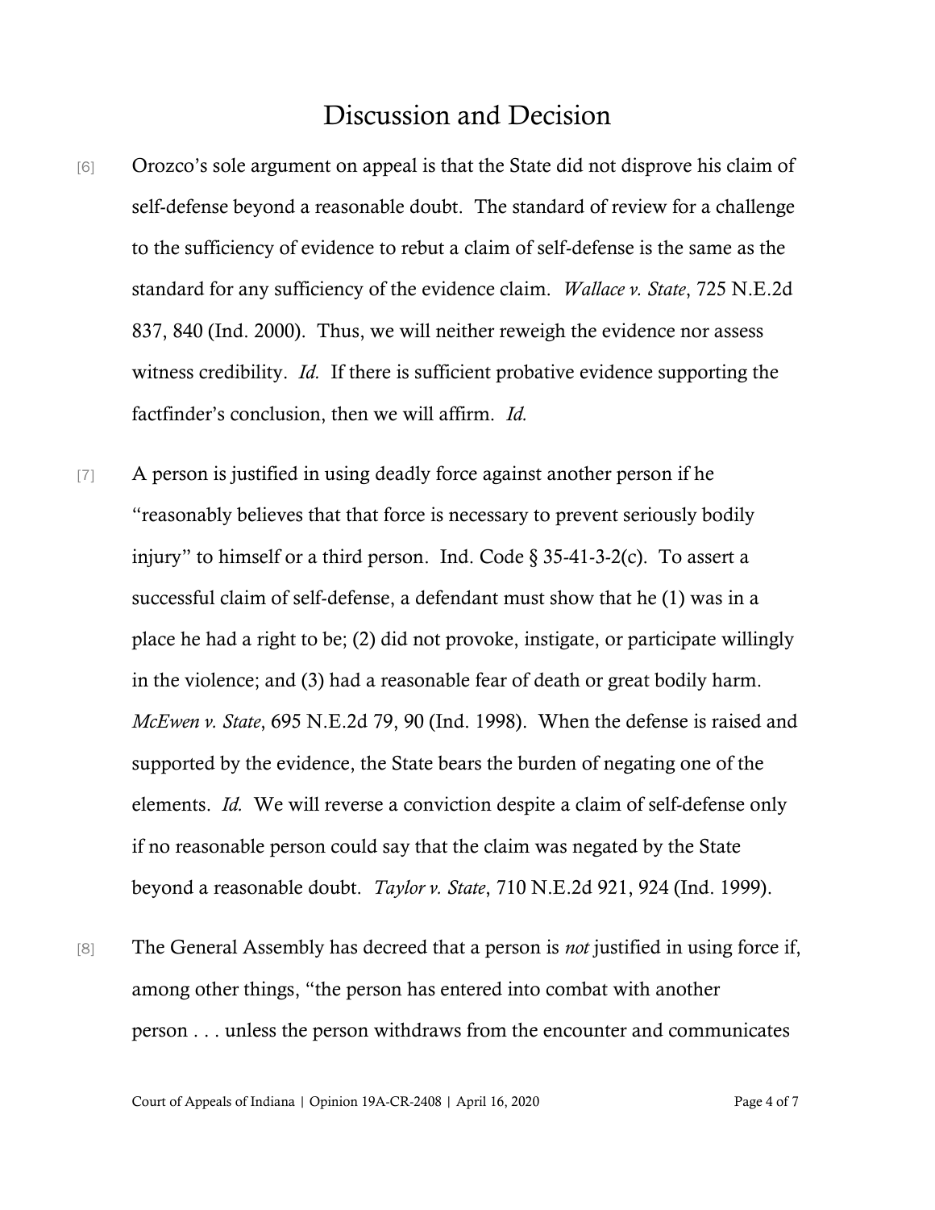# Discussion and Decision

[6] Orozco's sole argument on appeal is that the State did not disprove his claim of self-defense beyond a reasonable doubt. The standard of review for a challenge to the sufficiency of evidence to rebut a claim of self-defense is the same as the standard for any sufficiency of the evidence claim. *Wallace v. State*, 725 N.E.2d 837, 840 (Ind. 2000). Thus, we will neither reweigh the evidence nor assess witness credibility. *Id.* If there is sufficient probative evidence supporting the factfinder's conclusion, then we will affirm. *Id.*

[7] A person is justified in using deadly force against another person if he "reasonably believes that that force is necessary to prevent seriously bodily injury" to himself or a third person. Ind. Code § 35-41-3-2(c). To assert a successful claim of self-defense, a defendant must show that he (1) was in a place he had a right to be; (2) did not provoke, instigate, or participate willingly in the violence; and (3) had a reasonable fear of death or great bodily harm. *McEwen v. State*, 695 N.E.2d 79, 90 (Ind. 1998). When the defense is raised and supported by the evidence, the State bears the burden of negating one of the elements. *Id.* We will reverse a conviction despite a claim of self-defense only if no reasonable person could say that the claim was negated by the State beyond a reasonable doubt. *Taylor v. State*, 710 N.E.2d 921, 924 (Ind. 1999).

[8] The General Assembly has decreed that a person is *not* justified in using force if, among other things, "the person has entered into combat with another person . . . unless the person withdraws from the encounter and communicates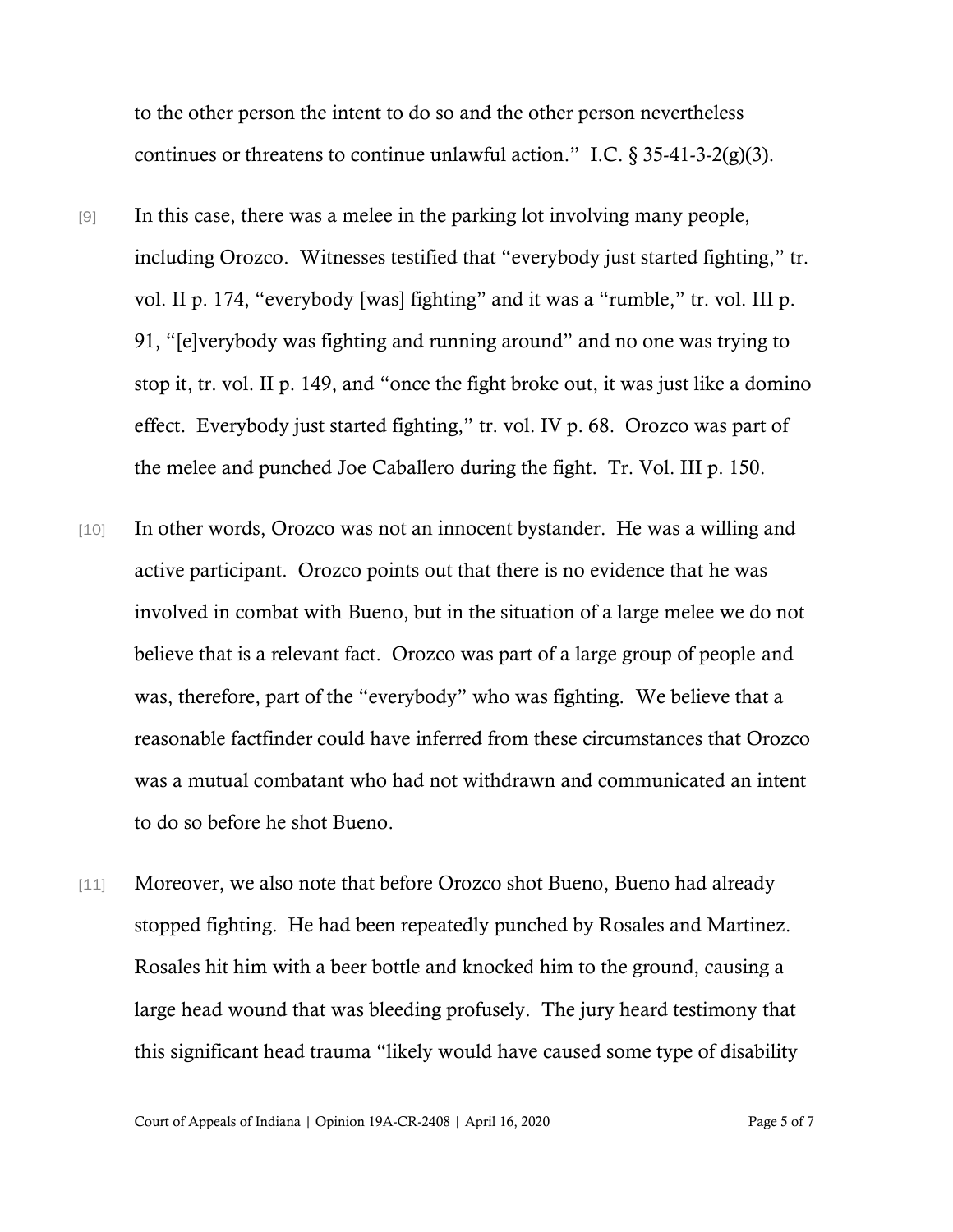to the other person the intent to do so and the other person nevertheless continues or threatens to continue unlawful action." I.C. § 35-41-3-2(g)(3).

[9] In this case, there was a melee in the parking lot involving many people, including Orozco. Witnesses testified that "everybody just started fighting," tr. vol. II p. 174, "everybody [was] fighting" and it was a "rumble," tr. vol. III p. 91, "[e]verybody was fighting and running around" and no one was trying to stop it, tr. vol. II p. 149, and "once the fight broke out, it was just like a domino effect. Everybody just started fighting," tr. vol. IV p. 68. Orozco was part of the melee and punched Joe Caballero during the fight. Tr. Vol. III p. 150.

[10] In other words, Orozco was not an innocent bystander. He was a willing and active participant. Orozco points out that there is no evidence that he was involved in combat with Bueno, but in the situation of a large melee we do not believe that is a relevant fact. Orozco was part of a large group of people and was, therefore, part of the "everybody" who was fighting. We believe that a reasonable factfinder could have inferred from these circumstances that Orozco was a mutual combatant who had not withdrawn and communicated an intent to do so before he shot Bueno.

[11] Moreover, we also note that before Orozco shot Bueno, Bueno had already stopped fighting. He had been repeatedly punched by Rosales and Martinez. Rosales hit him with a beer bottle and knocked him to the ground, causing a large head wound that was bleeding profusely. The jury heard testimony that this significant head trauma "likely would have caused some type of disability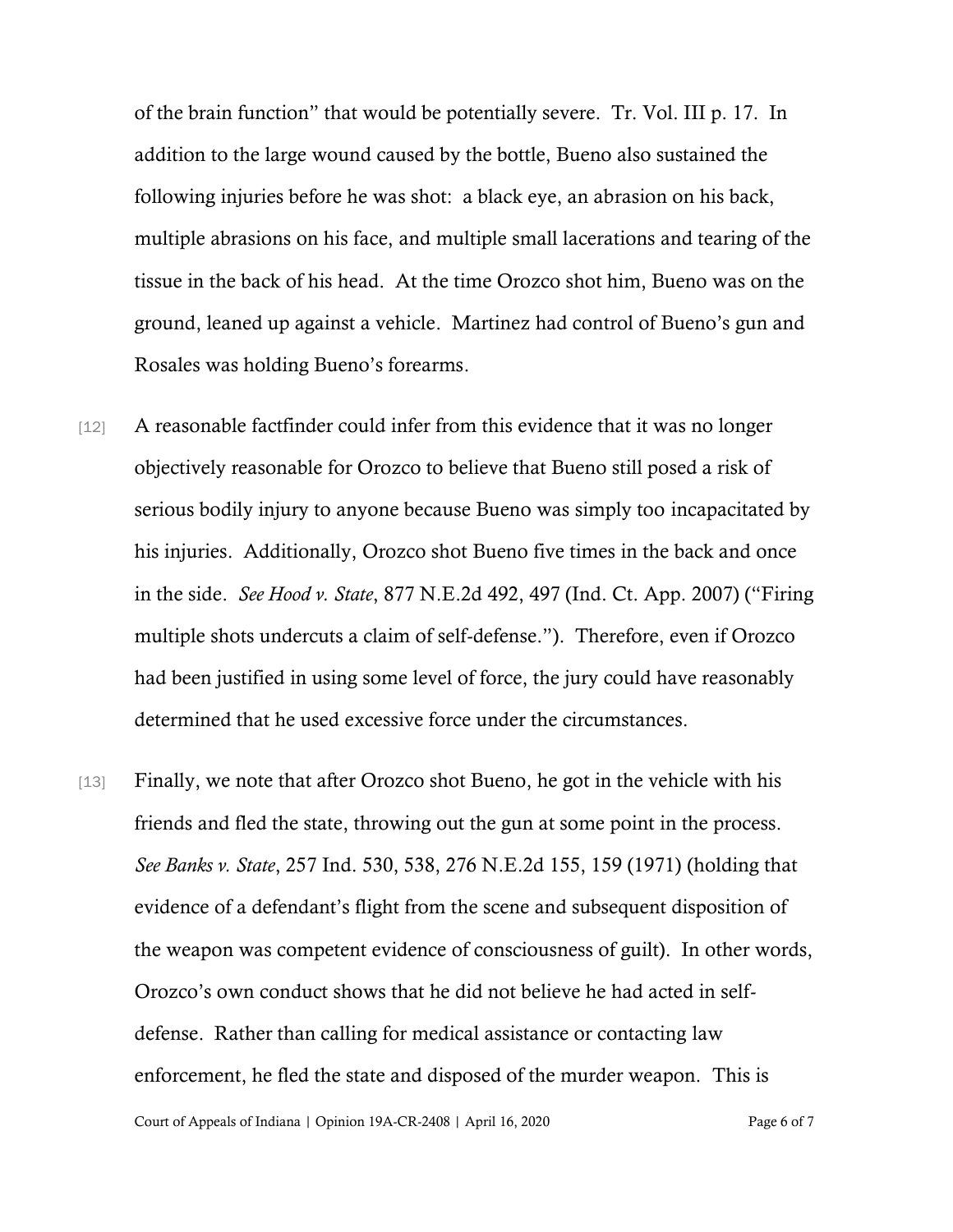of the brain function" that would be potentially severe. Tr. Vol. III p. 17. In addition to the large wound caused by the bottle, Bueno also sustained the following injuries before he was shot: a black eye, an abrasion on his back, multiple abrasions on his face, and multiple small lacerations and tearing of the tissue in the back of his head. At the time Orozco shot him, Bueno was on the ground, leaned up against a vehicle. Martinez had control of Bueno's gun and Rosales was holding Bueno's forearms.

[12] A reasonable factfinder could infer from this evidence that it was no longer objectively reasonable for Orozco to believe that Bueno still posed a risk of serious bodily injury to anyone because Bueno was simply too incapacitated by his injuries. Additionally, Orozco shot Bueno five times in the back and once in the side. *See Hood v. State*, 877 N.E.2d 492, 497 (Ind. Ct. App. 2007) ("Firing multiple shots undercuts a claim of self-defense."). Therefore, even if Orozco had been justified in using some level of force, the jury could have reasonably determined that he used excessive force under the circumstances.

[13] Finally, we note that after Orozco shot Bueno, he got in the vehicle with his friends and fled the state, throwing out the gun at some point in the process. *See Banks v. State*, 257 Ind. 530, 538, 276 N.E.2d 155, 159 (1971) (holding that evidence of a defendant's flight from the scene and subsequent disposition of the weapon was competent evidence of consciousness of guilt). In other words, Orozco's own conduct shows that he did not believe he had acted in self-defense. Rather than calling for medical assistance or contacting law enforcement, he fled the state and disposed of the murder weapon. This is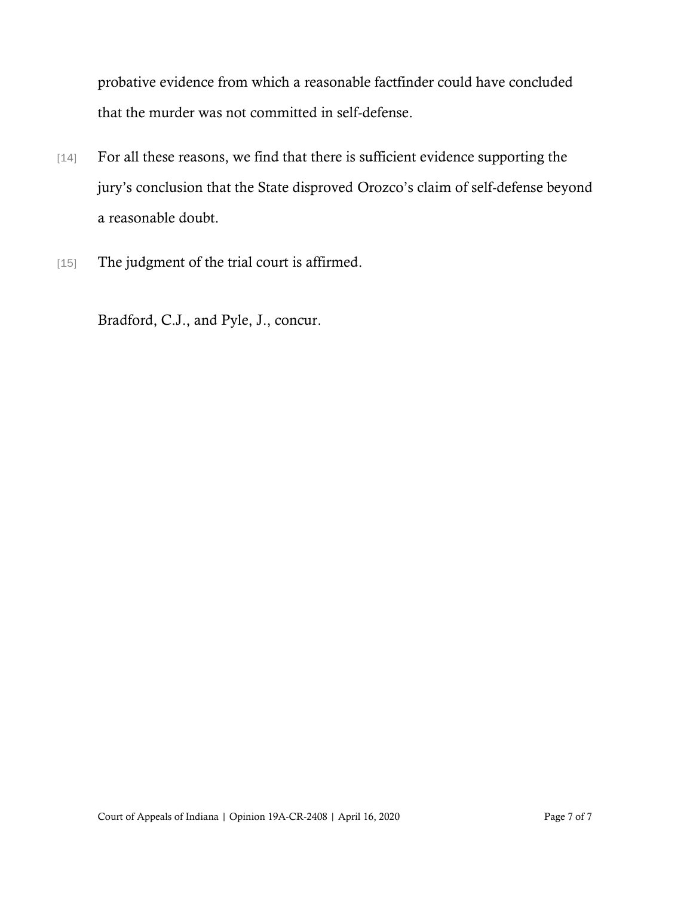probative evidence from which a reasonable factfinder could have concluded that the murder was not committed in self-defense.

[14] For all these reasons, we find that there is sufficient evidence supporting the jury's conclusion that the State disproved Orozco's claim of self-defense beyond a reasonable doubt.

[15] The judgment of the trial court is affirmed.

Bradford, C.J., and Pyle, J., concur.